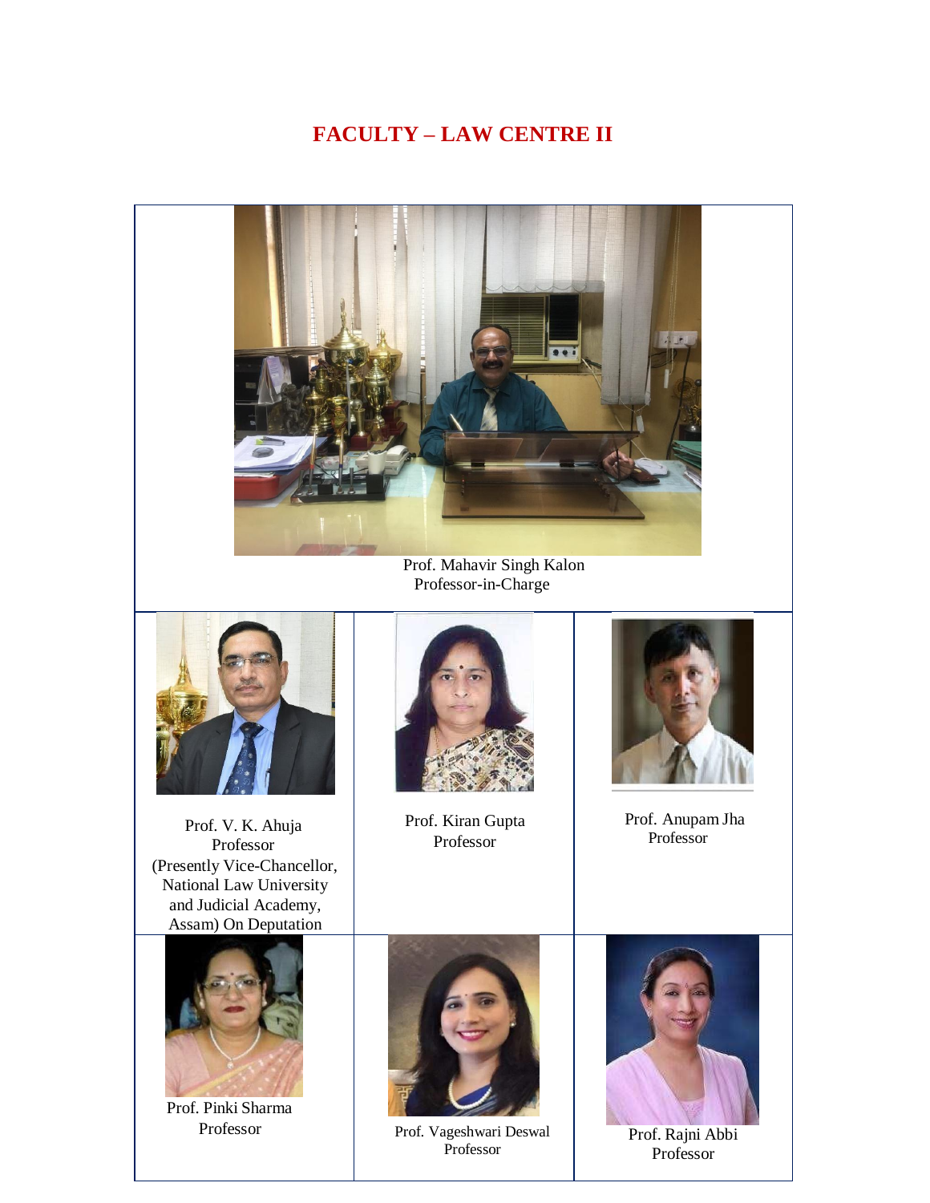# FACULTY – LAW CENTRE II

Prof. Mahavir Singh Kalon
Professor-in-Charge

| | | |
|---|---|---|
| Prof. V. K. Ahuja<br>Professor<br>(Presently Vice-Chancellor, National Law University and Judicial Academy, Assam) On Deputation | Prof. Kiran Gupta<br>Professor | Prof. Anupam Jha<br>Professor |
| Prof. Pinki Sharma<br>Professor | Prof. Vageshwari Deswal<br>Professor | Prof. Rajni Abbi<br>Professor |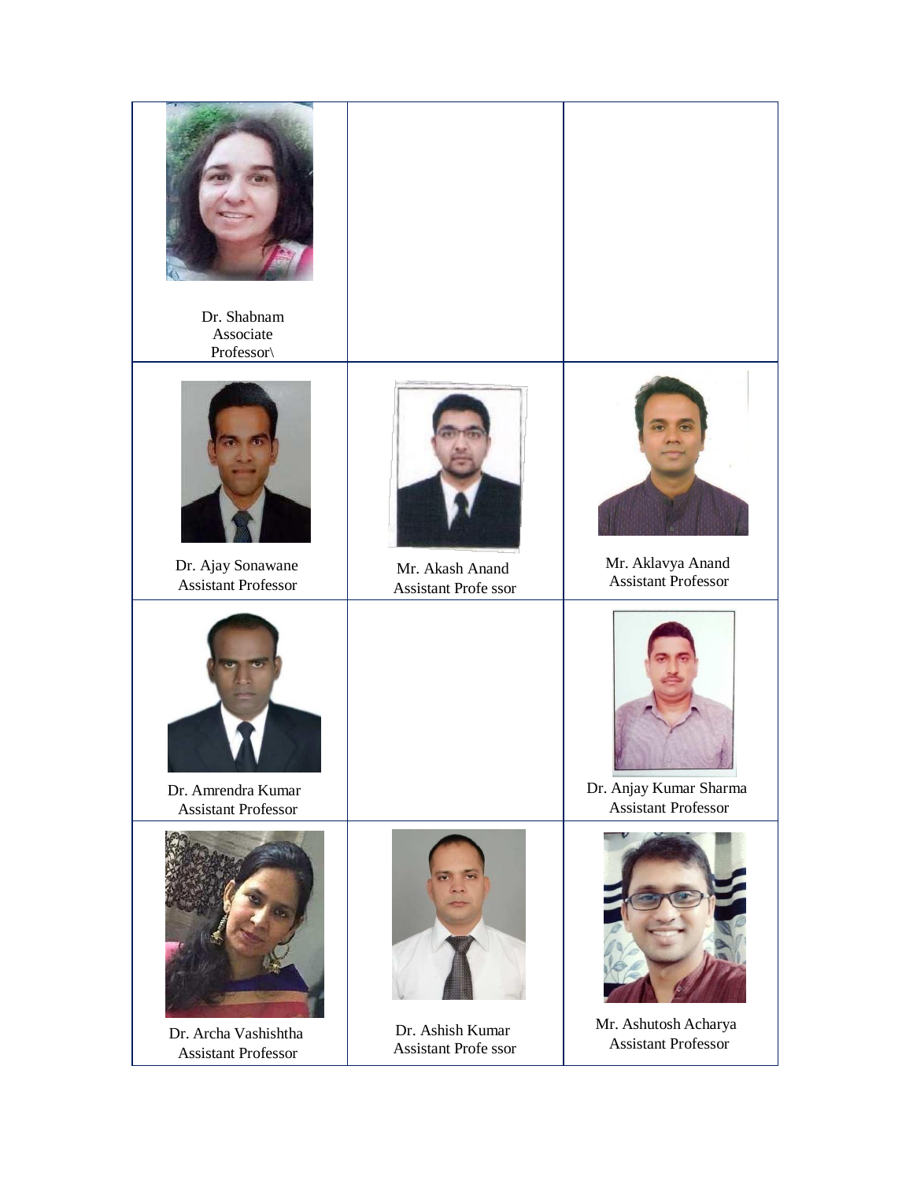| | | |
|---|---|---|
| Dr. Shabnam<br>Associate<br>Professor\ | | |
| Dr. Ajay Sonawane<br>Assistant Professor | Mr. Akash Anand<br>Assistant Profe ssor | Mr. Aklavya Anand<br>Assistant Professor |
| Dr. Amrendra Kumar<br>Assistant Professor | | Dr. Anjay Kumar Sharma<br>Assistant Professor |
| Dr. Archa Vashishtha<br>Assistant Professor | Dr. Ashish Kumar<br>Assistant Profe ssor | Mr. Ashutosh Acharya<br>Assistant Professor |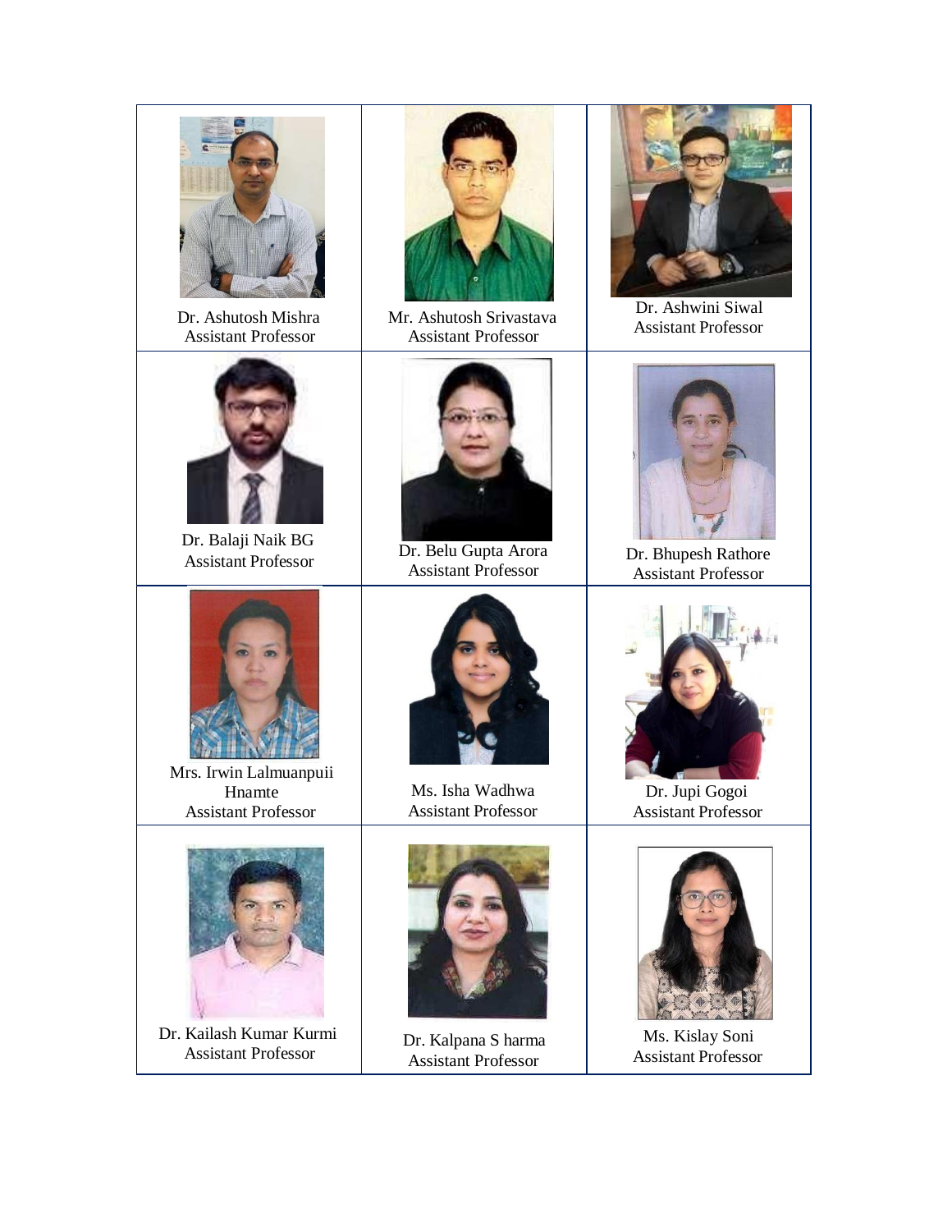| | | |
|---|---|---|
| Dr. Ashutosh Mishra<br>Assistant Professor | Mr. Ashutosh Srivastava<br>Assistant Professor | Dr. Ashwini Siwal<br>Assistant Professor |
| Dr. Balaji Naik BG<br>Assistant Professor | Dr. Belu Gupta Arora<br>Assistant Professor | Dr. Bhupesh Rathore<br>Assistant Professor |
| Mrs. Irwin Lalmuanpuii Hnamte<br>Assistant Professor | Ms. Isha Wadhwa<br>Assistant Professor | Dr. Jupi Gogoi<br>Assistant Professor |
| Dr. Kailash Kumar Kurmi<br>Assistant Professor | Dr. Kalpana S harma<br>Assistant Professor | Ms. Kislay Soni<br>Assistant Professor |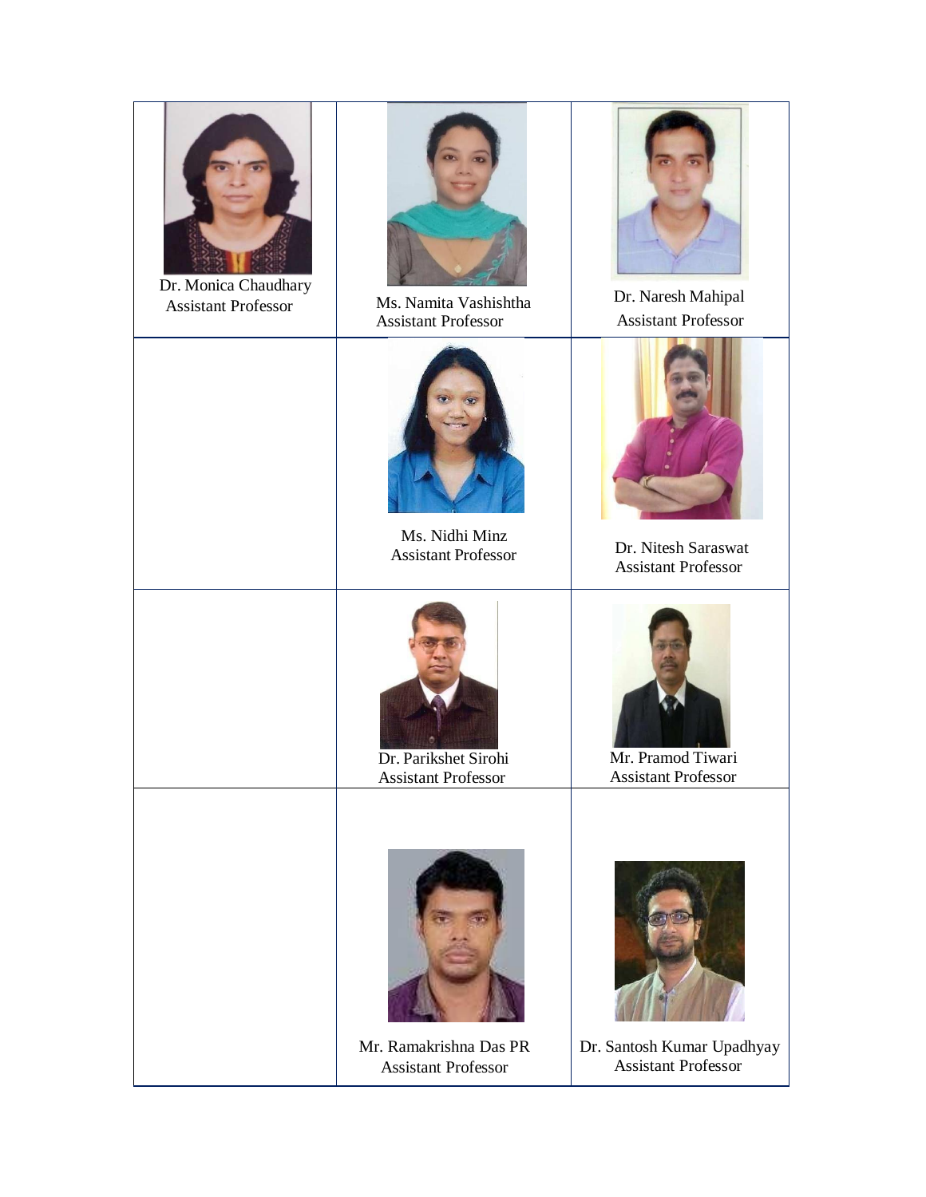| | | |
|---|---|---|
| Dr. Monica Chaudhary<br>Assistant Professor | Ms. Namita Vashishtha<br>Assistant Professor | Dr. Naresh Mahipal<br>Assistant Professor |
| | Ms. Nidhi Minz<br>Assistant Professor | Dr. Nitesh Saraswat<br>Assistant Professor |
| | Dr. Parikshet Sirohi<br>Assistant Professor | Mr. Pramod Tiwari<br>Assistant Professor |
| | Mr. Ramakrishna Das PR<br>Assistant Professor | Dr. Santosh Kumar Upadhyay<br>Assistant Professor |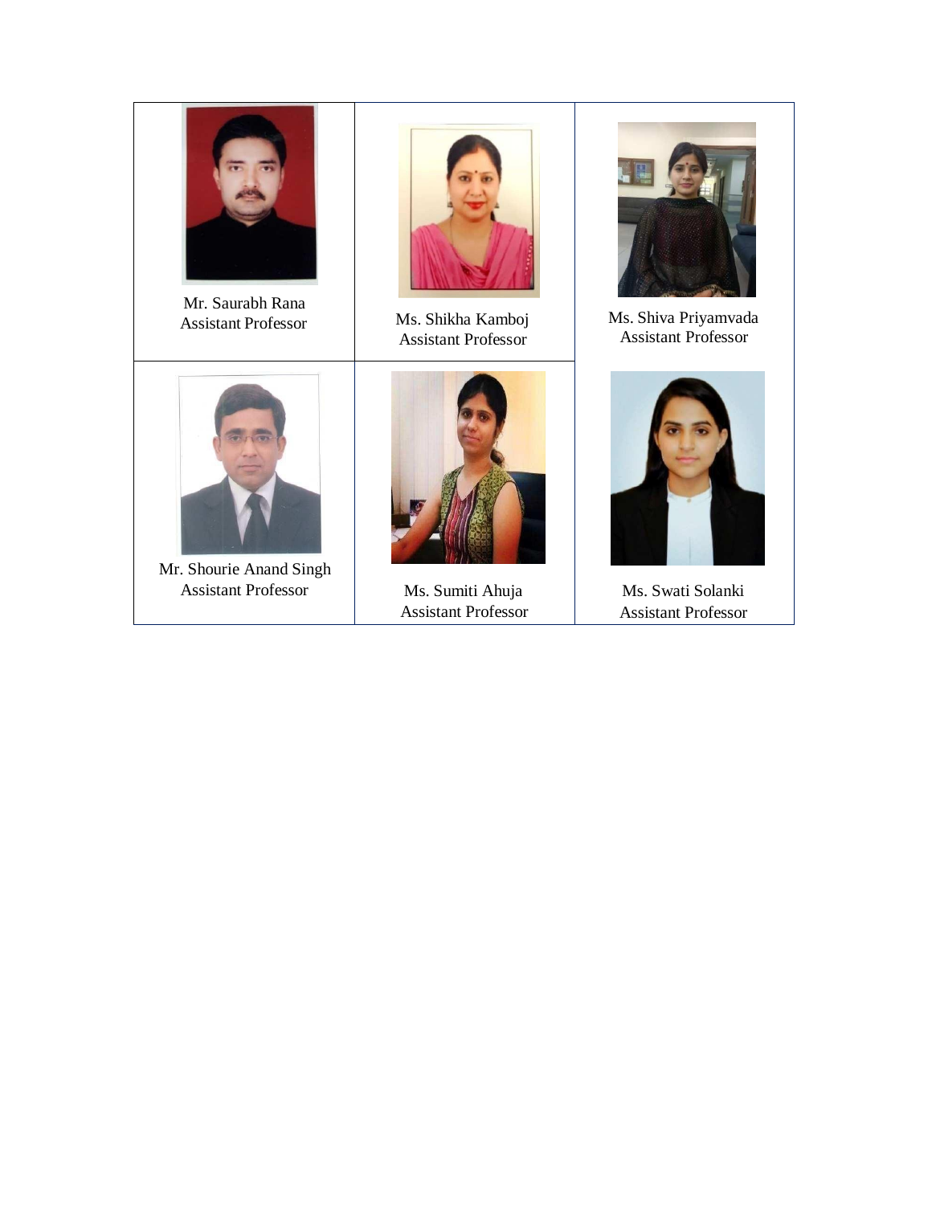| | | |
|---|---|---|
| Mr. Saurabh Rana<br>Assistant Professor | Ms. Shikha Kamboj<br>Assistant Professor | Ms. Shiva Priyamvada<br>Assistant Professor |
| Mr. Shourie Anand Singh<br>Assistant Professor | Ms. Sumiti Ahuja<br>Assistant Professor | Ms. Swati Solanki<br>Assistant Professor |